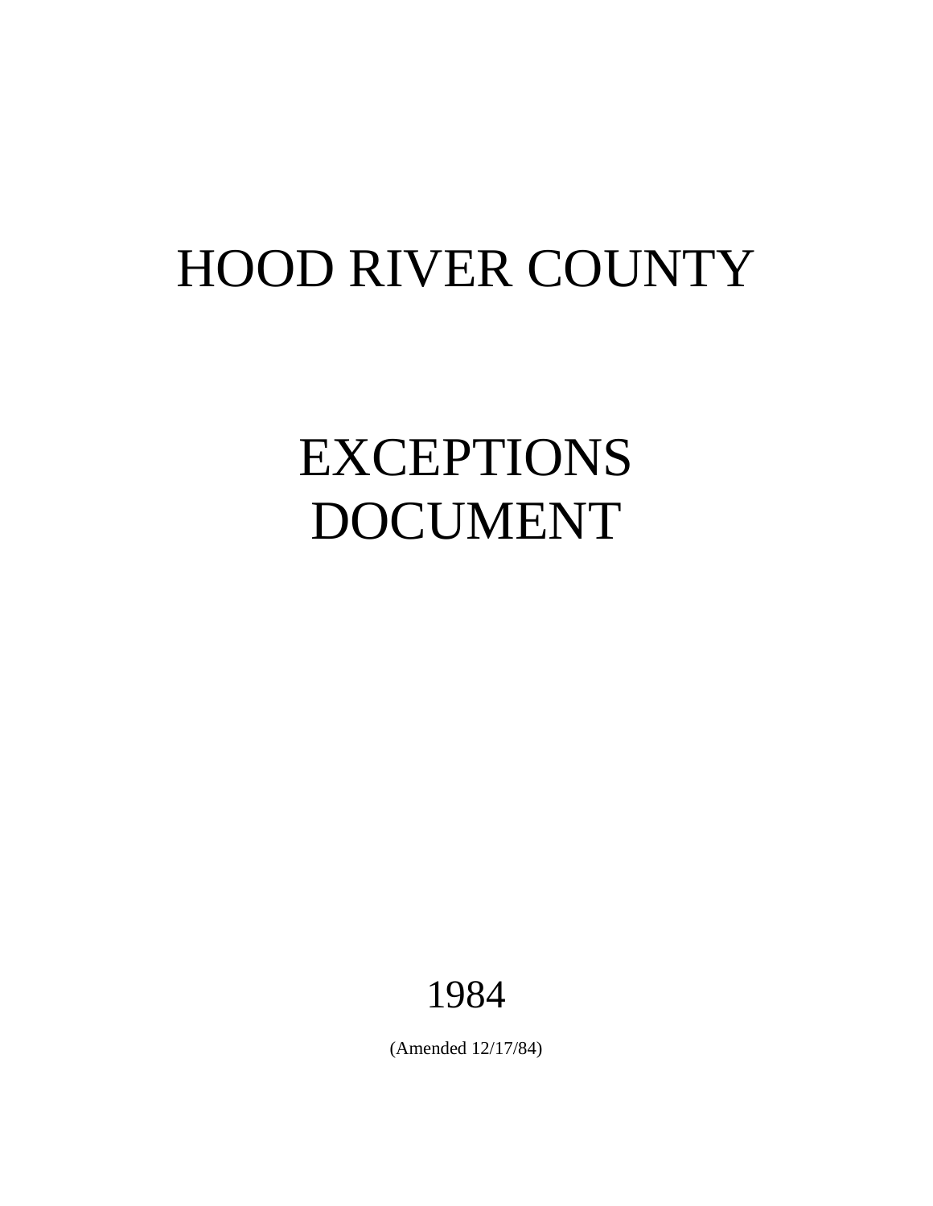# HOOD RIVER COUNTY

# EXCEPTIONS DOCUMENT

1984

(Amended 12/17/84)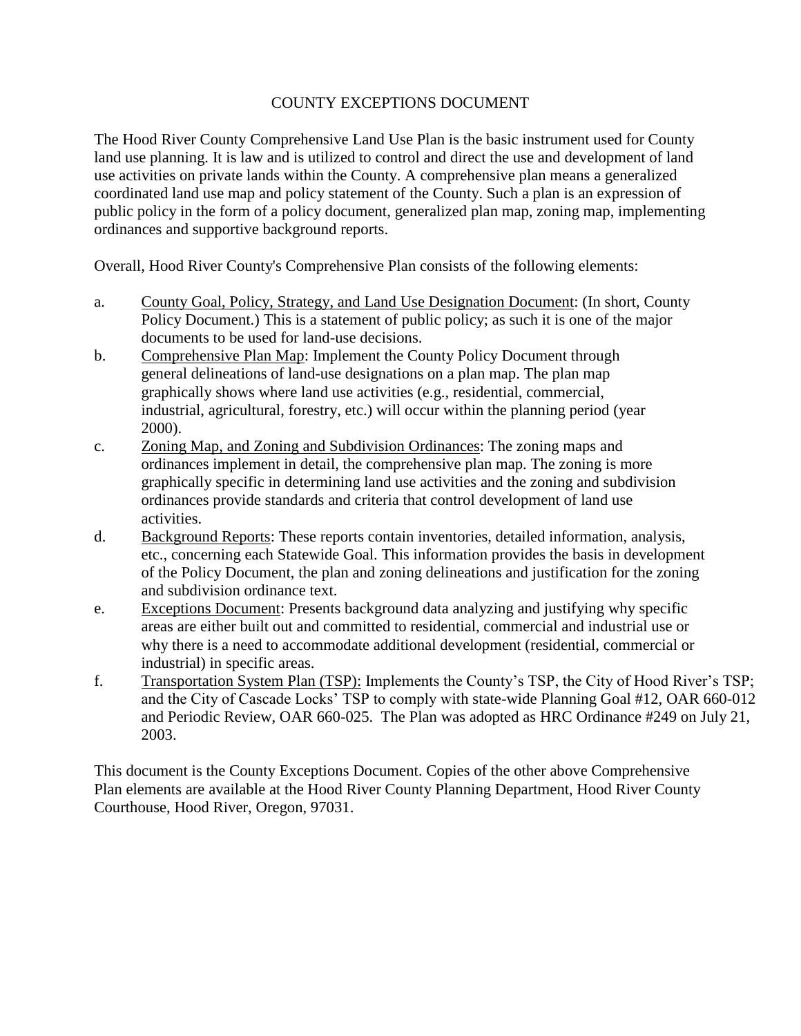# COUNTY EXCEPTIONS DOCUMENT

The Hood River County Comprehensive Land Use Plan is the basic instrument used for County land use planning. It is law and is utilized to control and direct the use and development of land use activities on private lands within the County. A comprehensive plan means a generalized coordinated land use map and policy statement of the County. Such a plan is an expression of public policy in the form of a policy document, generalized plan map, zoning map, implementing ordinances and supportive background reports.

Overall, Hood River County's Comprehensive Plan consists of the following elements:

a. County Goal, Policy, Strategy, and Land Use Designation Document: (In short, County Policy Document.) This is a statement of public policy; as such it is one of the major documents to be used for land-use decisions.

b. Comprehensive Plan Map: Implement the County Policy Document through general delineations of land-use designations on a plan map. The plan map graphically shows where land use activities (e.g., residential, commercial, industrial, agricultural, forestry, etc.) will occur within the planning period (year 2000).

c. Zoning Map, and Zoning and Subdivision Ordinances: The zoning maps and ordinances implement in detail, the comprehensive plan map. The zoning is more graphically specific in determining land use activities and the zoning and subdivision ordinances provide standards and criteria that control development of land use activities.

d. Background Reports: These reports contain inventories, detailed information, analysis, etc., concerning each Statewide Goal. This information provides the basis in development of the Policy Document, the plan and zoning delineations and justification for the zoning and subdivision ordinance text.

e. Exceptions Document: Presents background data analyzing and justifying why specific areas are either built out and committed to residential, commercial and industrial use or why there is a need to accommodate additional development (residential, commercial or industrial) in specific areas.

f. Transportation System Plan (TSP): Implements the County's TSP, the City of Hood River's TSP; and the City of Cascade Locks' TSP to comply with state-wide Planning Goal #12, OAR 660-012 and Periodic Review, OAR 660-025. The Plan was adopted as HRC Ordinance #249 on July 21, 2003.

This document is the County Exceptions Document. Copies of the other above Comprehensive Plan elements are available at the Hood River County Planning Department, Hood River County Courthouse, Hood River, Oregon, 97031.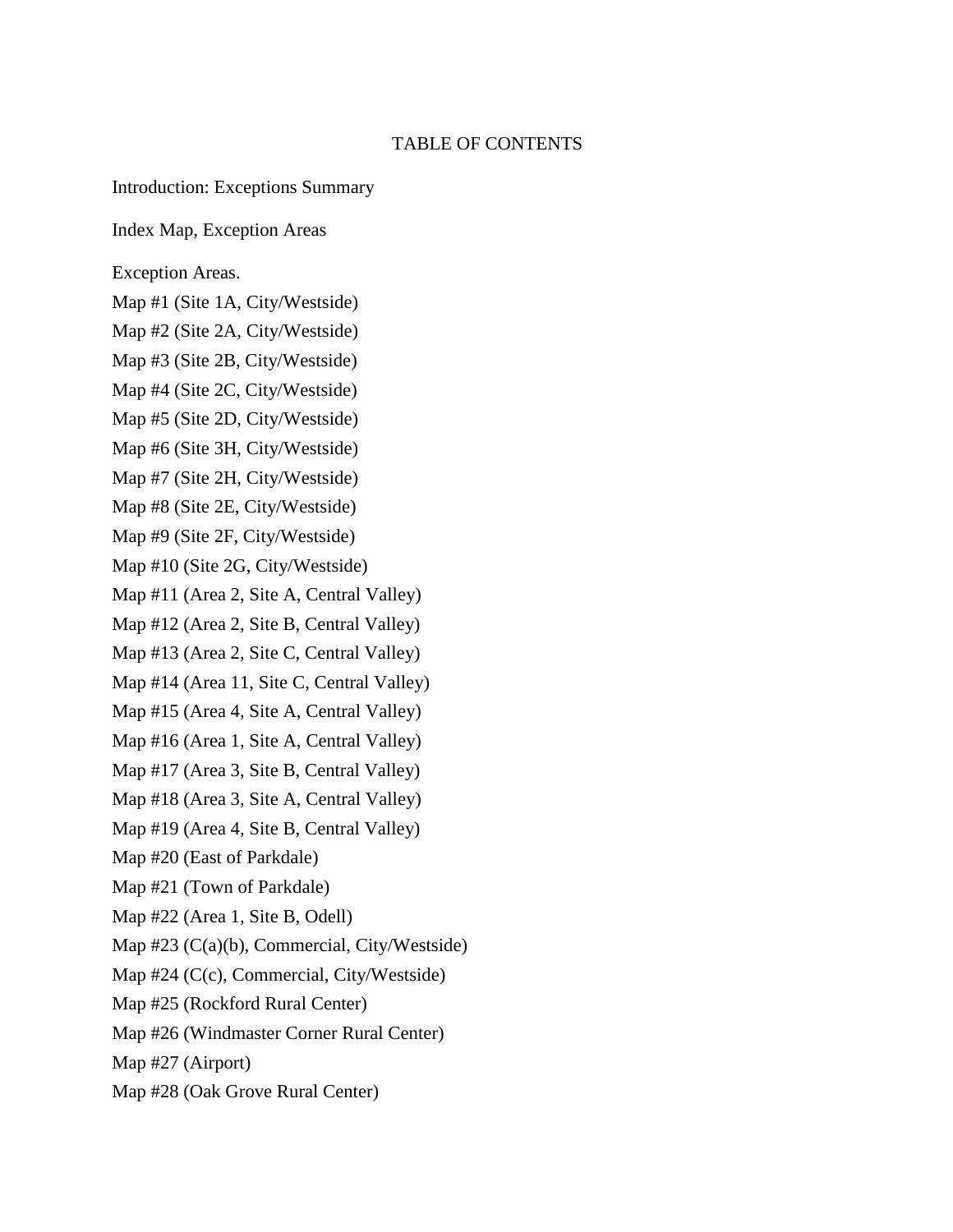# TABLE OF CONTENTS

Introduction: Exceptions Summary

Index Map, Exception Areas

Exception Areas.

Map #1 (Site 1A, City/Westside)

Map #2 (Site 2A, City/Westside)

Map #3 (Site 2B, City/Westside)

Map #4 (Site 2C, City/Westside)

Map #5 (Site 2D, City/Westside)

Map #6 (Site 3H, City/Westside)

Map #7 (Site 2H, City/Westside)

Map #8 (Site 2E, City/Westside)

Map #9 (Site 2F, City/Westside)

Map #10 (Site 2G, City/Westside)

Map #11 (Area 2, Site A, Central Valley)

Map #12 (Area 2, Site B, Central Valley)

Map #13 (Area 2, Site C, Central Valley)

Map #14 (Area 11, Site C, Central Valley)

Map #15 (Area 4, Site A, Central Valley)

Map #16 (Area 1, Site A, Central Valley)

Map #17 (Area 3, Site B, Central Valley)

Map #18 (Area 3, Site A, Central Valley)

Map #19 (Area 4, Site B, Central Valley)

Map #20 (East of Parkdale)

Map #21 (Town of Parkdale)

Map #22 (Area 1, Site B, Odell)

Map #23 (C(a)(b), Commercial, City/Westside)

Map #24 (C(c), Commercial, City/Westside)

Map #25 (Rockford Rural Center)

Map #26 (Windmaster Corner Rural Center)

Map #27 (Airport)

Map #28 (Oak Grove Rural Center)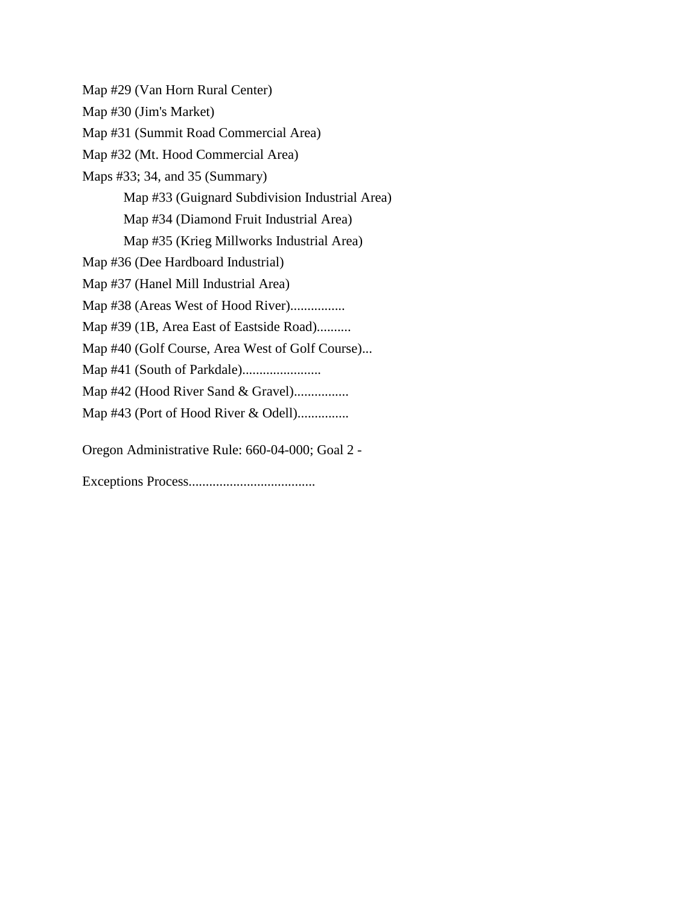Map #29 (Van Horn Rural Center)

Map #30 (Jim's Market)

Map #31 (Summit Road Commercial Area)

Map #32 (Mt. Hood Commercial Area)

Maps #33; 34, and 35 (Summary)

  - Map #33 (Guignard Subdivision Industrial Area)
  - Map #34 (Diamond Fruit Industrial Area)
  - Map #35 (Krieg Millworks Industrial Area)

Map #36 (Dee Hardboard Industrial)

Map #37 (Hanel Mill Industrial Area)

Map #38 (Areas West of Hood River)................

Map #39 (1B, Area East of Eastside Road)..........

Map #40 (Golf Course, Area West of Golf Course)...

Map #41 (South of Parkdale).......................

Map #42 (Hood River Sand & Gravel)................

Map #43 (Port of Hood River & Odell)...............

Oregon Administrative Rule: 660-04-000; Goal 2 -

Exceptions Process....................................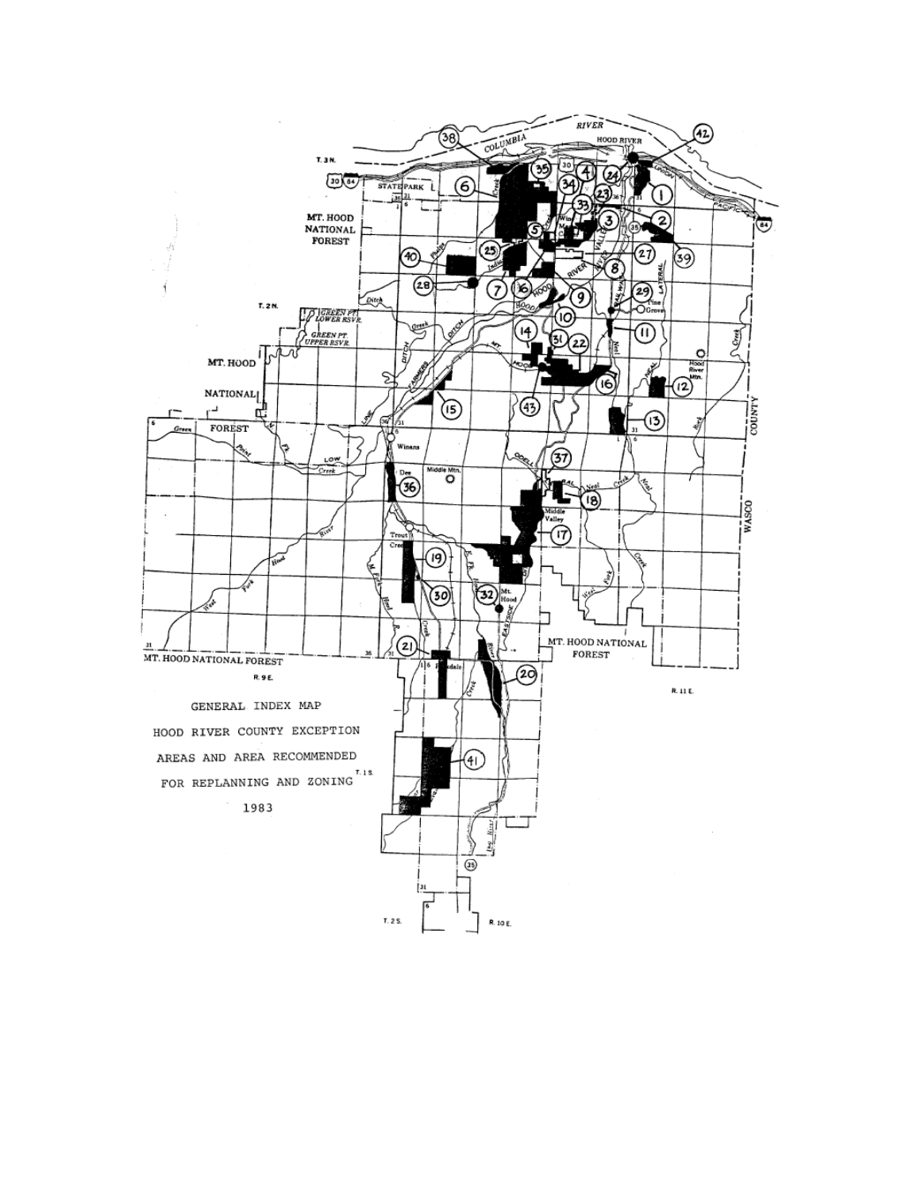GENERAL INDEX MAP

HOOD RIVER COUNTY EXCEPTION

AREAS AND AREA RECOMMENDED

FOR REPLANNING AND ZONING

1983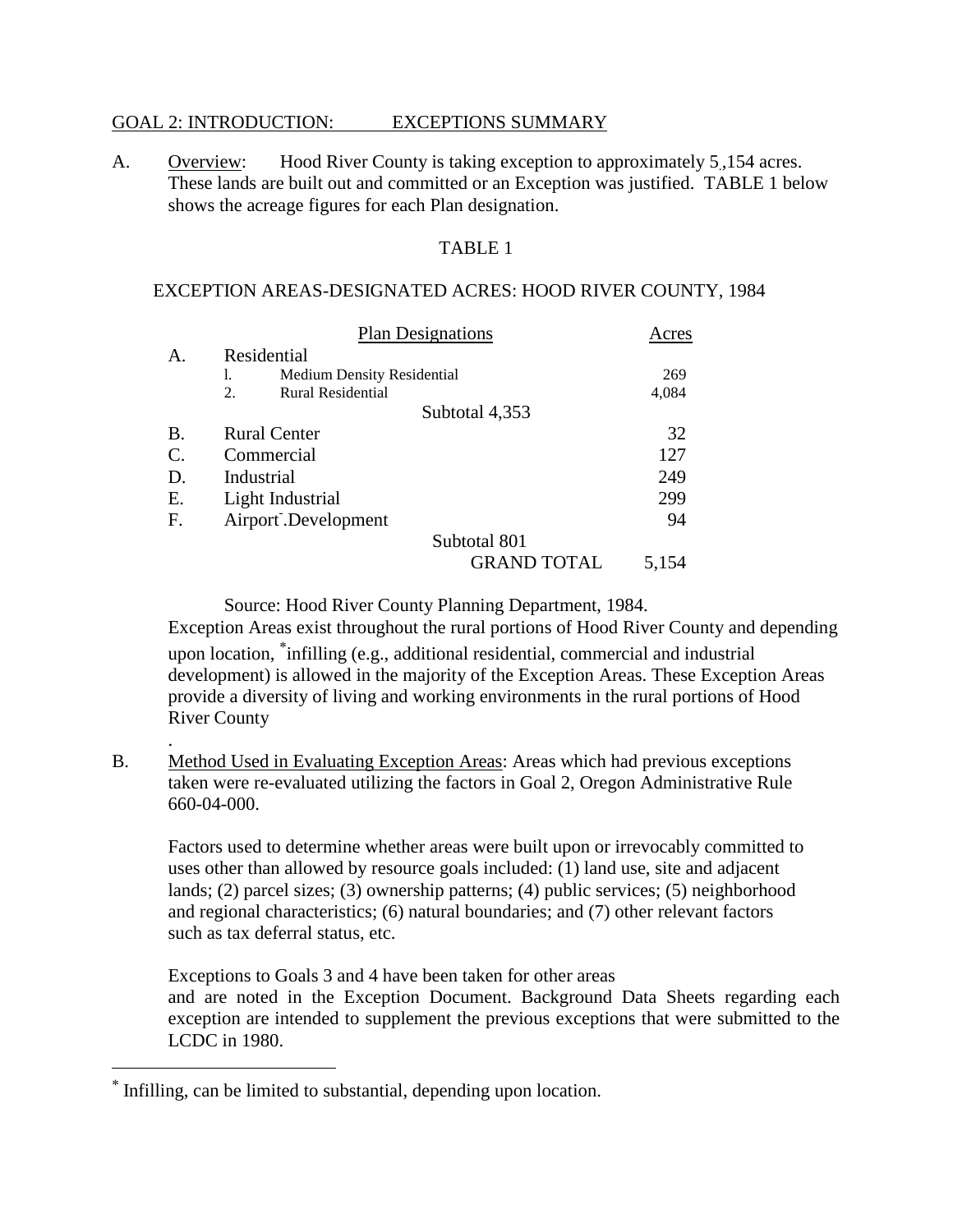GOAL 2: INTRODUCTION: EXCEPTIONS SUMMARY

A. Overview: Hood River County is taking exception to approximately 5,154 acres. These lands are built out and committed or an Exception was justified. TABLE 1 below shows the acreage figures for each Plan designation.

TABLE 1

EXCEPTION AREAS-DESIGNATED ACRES: HOOD RIVER COUNTY, 1984

| | Plan Designations | Acres |
|---|---|---|
| A. | Residential | |
| | 1. Medium Density Residential | 269 |
| | 2. Rural Residential | 4,084 |
| | Subtotal 4,353 | |
| B. | Rural Center | 32 |
| C. | Commercial | 127 |
| D. | Industrial | 249 |
| E. | Light Industrial | 299 |
| F. | Airport Development | 94 |
| | Subtotal 801 | |
| | GRAND TOTAL | 5,154 |

Source: Hood River County Planning Department, 1984.

Exception Areas exist throughout the rural portions of Hood River County and depending upon location, *infilling (e.g., additional residential, commercial and industrial development) is allowed in the majority of the Exception Areas. These Exception Areas provide a diversity of living and working environments in the rural portions of Hood River County.

B. Method Used in Evaluating Exception Areas: Areas which had previous exceptions taken were re-evaluated utilizing the factors in Goal 2, Oregon Administrative Rule 660-04-000.

Factors used to determine whether areas were built upon or irrevocably committed to uses other than allowed by resource goals included: (1) land use, site and adjacent lands; (2) parcel sizes; (3) ownership patterns; (4) public services; (5) neighborhood and regional characteristics; (6) natural boundaries; and (7) other relevant factors such as tax deferral status, etc.

Exceptions to Goals 3 and 4 have been taken for other areas and are noted in the Exception Document. Background Data Sheets regarding each exception are intended to supplement the previous exceptions that were submitted to the LCDC in 1980.

* Infilling, can be limited to substantial, depending upon location.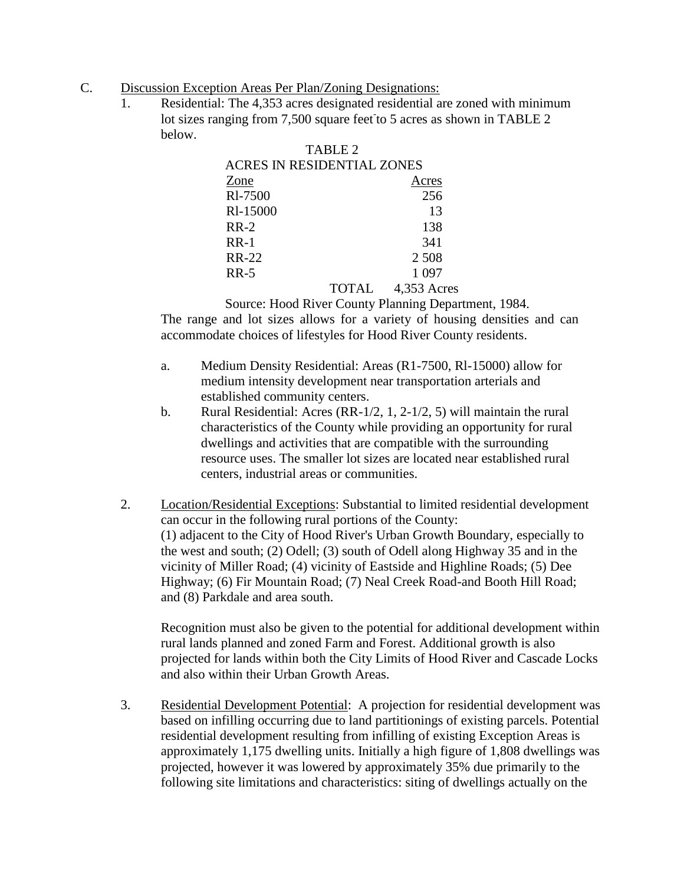C. Discussion Exception Areas Per Plan/Zoning Designations:

1. Residential: The 4,353 acres designated residential are zoned with minimum lot sizes ranging from 7,500 square feet to 5 acres as shown in TABLE 2 below.

TABLE 2

ACRES IN RESIDENTIAL ZONES

| Zone | Acres |
|---|---|
| Rl-7500 | 256 |
| Rl-15000 | 13 |
| RR-2 | 138 |
| RR-1 | 341 |
| RR-22 | 2 508 |
| RR-5 | 1 097 |
| TOTAL | 4,353 Acres |

Source: Hood River County Planning Department, 1984.

The range and lot sizes allows for a variety of housing densities and can accommodate choices of lifestyles for Hood River County residents.

   a. Medium Density Residential: Areas (R1-7500, Rl-15000) allow for medium intensity development near transportation arterials and established community centers.

   b. Rural Residential: Acres (RR-1/2, 1, 2-1/2, 5) will maintain the rural characteristics of the County while providing an opportunity for rural dwellings and activities that are compatible with the surrounding resource uses. The smaller lot sizes are located near established rural centers, industrial areas or communities.

2. Location/Residential Exceptions: Substantial to limited residential development can occur in the following rural portions of the County:
(1) adjacent to the City of Hood River's Urban Growth Boundary, especially to the west and south; (2) Odell; (3) south of Odell along Highway 35 and in the vicinity of Miller Road; (4) vicinity of Eastside and Highline Roads; (5) Dee Highway; (6) Fir Mountain Road; (7) Neal Creek Road-and Booth Hill Road; and (8) Parkdale and area south.

   Recognition must also be given to the potential for additional development within rural lands planned and zoned Farm and Forest. Additional growth is also projected for lands within both the City Limits of Hood River and Cascade Locks and also within their Urban Growth Areas.

3. Residential Development Potential: A projection for residential development was based on infilling occurring due to land partitionings of existing parcels. Potential residential development resulting from infilling of existing Exception Areas is approximately 1,175 dwelling units. Initially a high figure of 1,808 dwellings was projected, however it was lowered by approximately 35% due primarily to the following site limitations and characteristics: siting of dwellings actually on the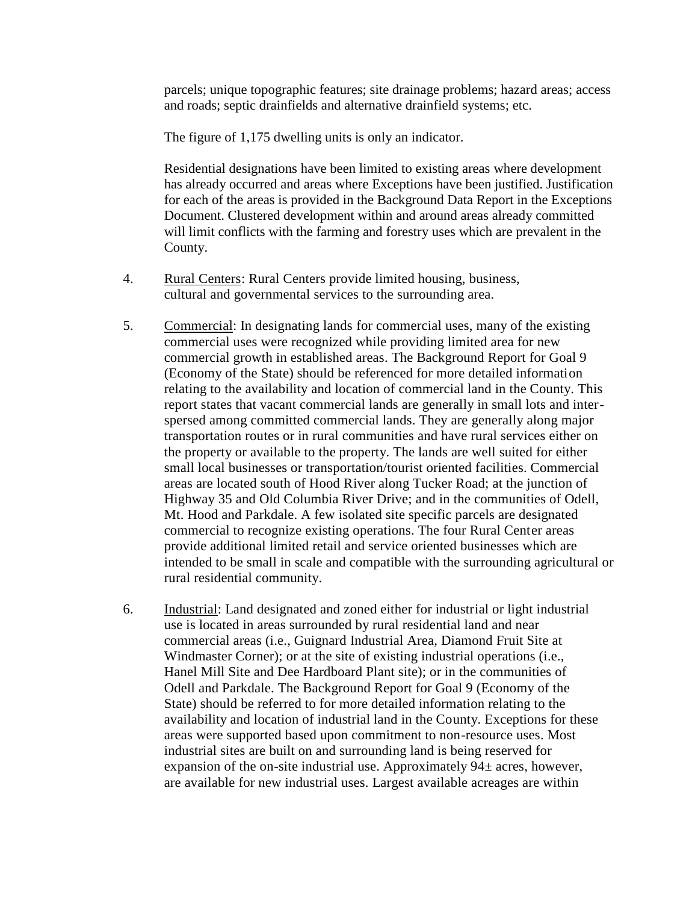parcels; unique topographic features; site drainage problems; hazard areas; access and roads; septic drainfields and alternative drainfield systems; etc.

The figure of 1,175 dwelling units is only an indicator.

Residential designations have been limited to existing areas where development has already occurred and areas where Exceptions have been justified. Justification for each of the areas is provided in the Background Data Report in the Exceptions Document. Clustered development within and around areas already committed will limit conflicts with the farming and forestry uses which are prevalent in the County.

4. Rural Centers: Rural Centers provide limited housing, business, cultural and governmental services to the surrounding area.

5. Commercial: In designating lands for commercial uses, many of the existing commercial uses were recognized while providing limited area for new commercial growth in established areas. The Background Report for Goal 9 (Economy of the State) should be referenced for more detailed information relating to the availability and location of commercial land in the County. This report states that vacant commercial lands are generally in small lots and interspersed among committed commercial lands. They are generally along major transportation routes or in rural communities and have rural services either on the property or available to the property. The lands are well suited for either small local businesses or transportation/tourist oriented facilities. Commercial areas are located south of Hood River along Tucker Road; at the junction of Highway 35 and Old Columbia River Drive; and in the communities of Odell, Mt. Hood and Parkdale. A few isolated site specific parcels are designated commercial to recognize existing operations. The four Rural Center areas provide additional limited retail and service oriented businesses which are intended to be small in scale and compatible with the surrounding agricultural or rural residential community.

6. Industrial: Land designated and zoned either for industrial or light industrial use is located in areas surrounded by rural residential land and near commercial areas (i.e., Guignard Industrial Area, Diamond Fruit Site at Windmaster Corner); or at the site of existing industrial operations (i.e., Hanel Mill Site and Dee Hardboard Plant site); or in the communities of Odell and Parkdale. The Background Report for Goal 9 (Economy of the State) should be referred to for more detailed information relating to the availability and location of industrial land in the County. Exceptions for these areas were supported based upon commitment to non-resource uses. Most industrial sites are built on and surrounding land is being reserved for expansion of the on-site industrial use. Approximately 94± acres, however, are available for new industrial uses. Largest available acreages are within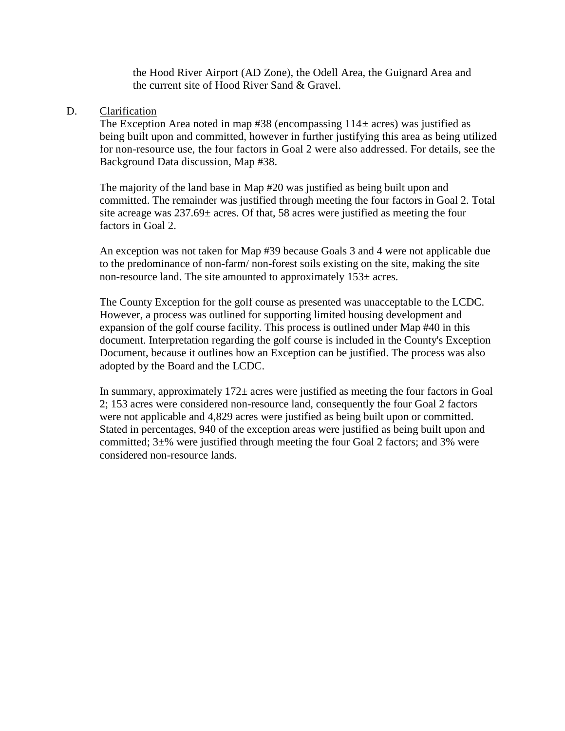the Hood River Airport (AD Zone), the Odell Area, the Guignard Area and the current site of Hood River Sand & Gravel.

D. Clarification

The Exception Area noted in map #38 (encompassing 114± acres) was justified as being built upon and committed, however in further justifying this area as being utilized for non-resource use, the four factors in Goal 2 were also addressed. For details, see the Background Data discussion, Map #38.

The majority of the land base in Map #20 was justified as being built upon and committed. The remainder was justified through meeting the four factors in Goal 2. Total site acreage was 237.69± acres. Of that, 58 acres were justified as meeting the four factors in Goal 2.

An exception was not taken for Map #39 because Goals 3 and 4 were not applicable due to the predominance of non-farm/ non-forest soils existing on the site, making the site non-resource land. The site amounted to approximately 153± acres.

The County Exception for the golf course as presented was unacceptable to the LCDC. However, a process was outlined for supporting limited housing development and expansion of the golf course facility. This process is outlined under Map #40 in this document. Interpretation regarding the golf course is included in the County's Exception Document, because it outlines how an Exception can be justified. The process was also adopted by the Board and the LCDC.

In summary, approximately 172± acres were justified as meeting the four factors in Goal 2; 153 acres were considered non-resource land, consequently the four Goal 2 factors were not applicable and 4,829 acres were justified as being built upon or committed. Stated in percentages, 940 of the exception areas were justified as being built upon and committed; 3±% were justified through meeting the four Goal 2 factors; and 3% were considered non-resource lands.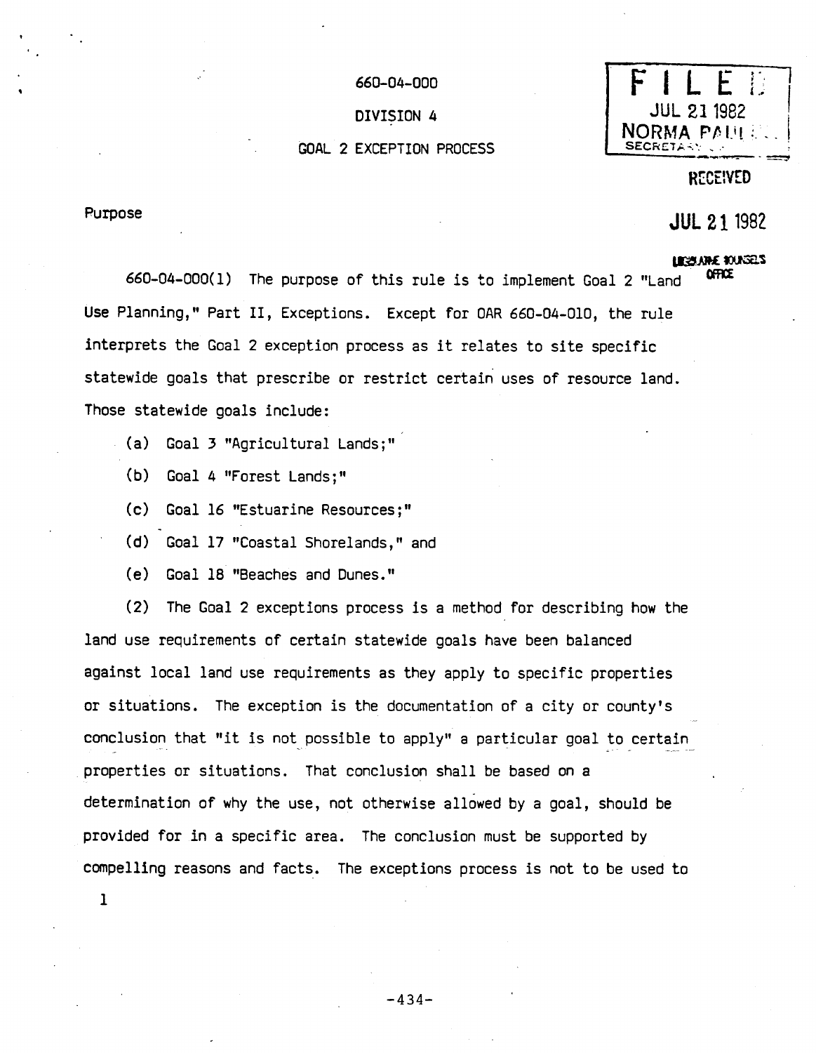660-04-000

DIVISION 4

GOAL 2 EXCEPTION PROCESS

FILED
JUL 21 1982
NORMA PAULUS
SECRETARY OF STATE

RECEIVED

JUL 21 1982

LEGISLATIVE COUNSEL'S OFFICE

Purpose

660-04-000(1) The purpose of this rule is to implement Goal 2 "Land Use Planning," Part II, Exceptions. Except for OAR 660-04-010, the rule interprets the Goal 2 exception process as it relates to site specific statewide goals that prescribe or restrict certain uses of resource land. Those statewide goals include:

(a) Goal 3 "Agricultural Lands;"

(b) Goal 4 "Forest Lands;"

(c) Goal 16 "Estuarine Resources;"

(d) Goal 17 "Coastal Shorelands," and

(e) Goal 18 "Beaches and Dunes."

(2) The Goal 2 exceptions process is a method for describing how the land use requirements of certain statewide goals have been balanced against local land use requirements as they apply to specific properties or situations. The exception is the documentation of a city or county's conclusion that "it is not possible to apply" a particular goal to certain properties or situations. That conclusion shall be based on a determination of why the use, not otherwise allowed by a goal, should be provided for in a specific area. The conclusion must be supported by compelling reasons and facts. The exceptions process is not to be used to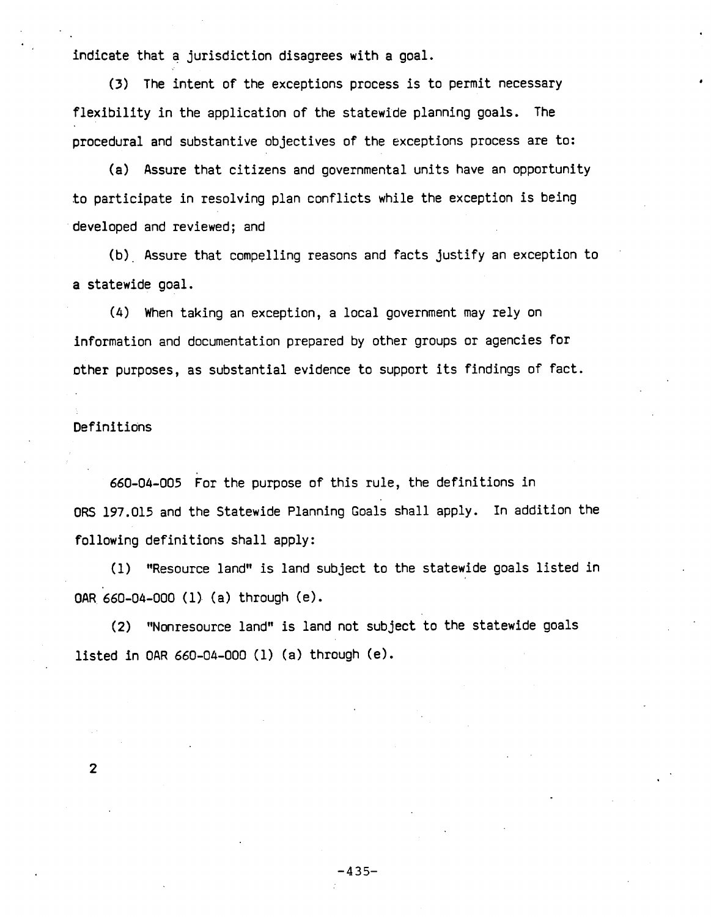indicate that a jurisdiction disagrees with a goal.

(3) The intent of the exceptions process is to permit necessary flexibility in the application of the statewide planning goals. The procedural and substantive objectives of the exceptions process are to:

(a) Assure that citizens and governmental units have an opportunity to participate in resolving plan conflicts while the exception is being developed and reviewed; and

(b) Assure that compelling reasons and facts justify an exception to a statewide goal.

(4) When taking an exception, a local government may rely on information and documentation prepared by other groups or agencies for other purposes, as substantial evidence to support its findings of fact.

Definitions

660-04-005 For the purpose of this rule, the definitions in ORS 197.015 and the Statewide Planning Goals shall apply. In addition the following definitions shall apply:

(1) "Resource land" is land subject to the statewide goals listed in OAR 660-04-000 (1) (a) through (e).

(2) "Nonresource land" is land not subject to the statewide goals listed in OAR 660-04-000 (1) (a) through (e).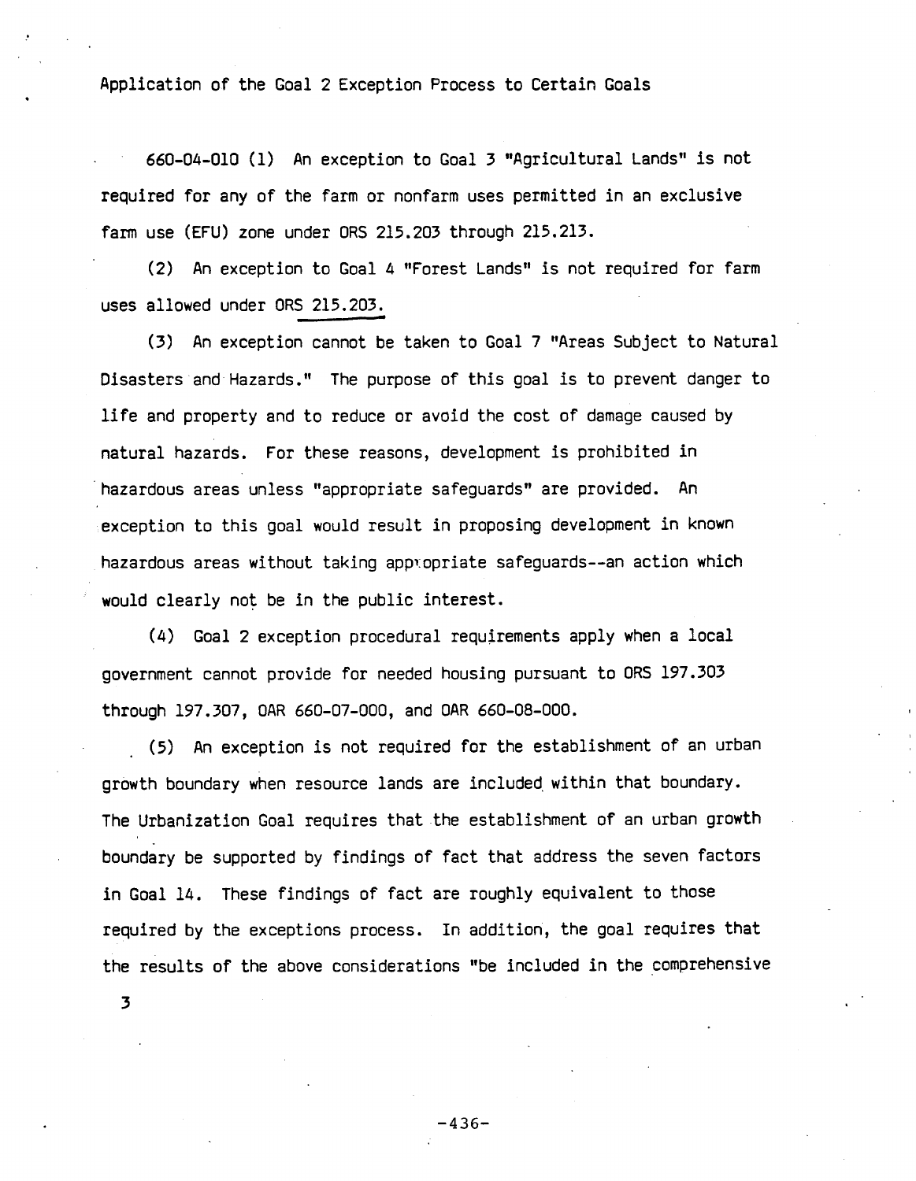Application of the Goal 2 Exception Process to Certain Goals

660-04-010 (1) An exception to Goal 3 "Agricultural Lands" is not required for any of the farm or nonfarm uses permitted in an exclusive farm use (EFU) zone under ORS 215.203 through 215.213.

(2) An exception to Goal 4 "Forest Lands" is not required for farm uses allowed under ORS 215.203.

(3) An exception cannot be taken to Goal 7 "Areas Subject to Natural Disasters and Hazards." The purpose of this goal is to prevent danger to life and property and to reduce or avoid the cost of damage caused by natural hazards. For these reasons, development is prohibited in hazardous areas unless "appropriate safeguards" are provided. An exception to this goal would result in proposing development in known hazardous areas without taking appropriate safeguards--an action which would clearly not be in the public interest.

(4) Goal 2 exception procedural requirements apply when a local government cannot provide for needed housing pursuant to ORS 197.303 through 197.307, OAR 660-07-000, and OAR 660-08-000.

(5) An exception is not required for the establishment of an urban growth boundary when resource lands are included within that boundary. The Urbanization Goal requires that the establishment of an urban growth boundary be supported by findings of fact that address the seven factors in Goal 14. These findings of fact are roughly equivalent to those required by the exceptions process. In addition, the goal requires that the results of the above considerations "be included in the comprehensive

3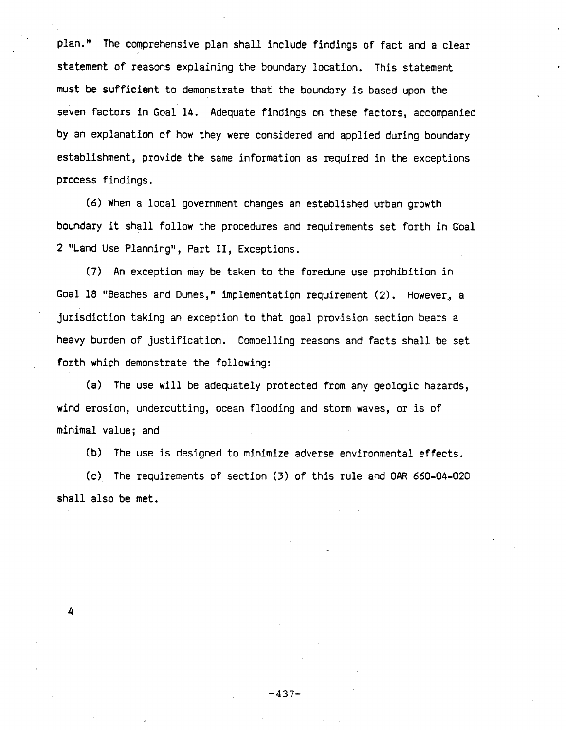plan." The comprehensive plan shall include findings of fact and a clear statement of reasons explaining the boundary location. This statement must be sufficient to demonstrate that the boundary is based upon the seven factors in Goal 14. Adequate findings on these factors, accompanied by an explanation of how they were considered and applied during boundary establishment, provide the same information as required in the exceptions process findings.

(6) When a local government changes an established urban growth boundary it shall follow the procedures and requirements set forth in Goal 2 "Land Use Planning", Part II, Exceptions.

(7) An exception may be taken to the foredune use prohibition in Goal 18 "Beaches and Dunes," implementation requirement (2). However, a jurisdiction taking an exception to that goal provision section bears a heavy burden of justification. Compelling reasons and facts shall be set forth which demonstrate the following:

(a) The use will be adequately protected from any geologic hazards, wind erosion, undercutting, ocean flooding and storm waves, or is of minimal value; and

(b) The use is designed to minimize adverse environmental effects.

(c) The requirements of section (3) of this rule and OAR 660-04-020 shall also be met.

4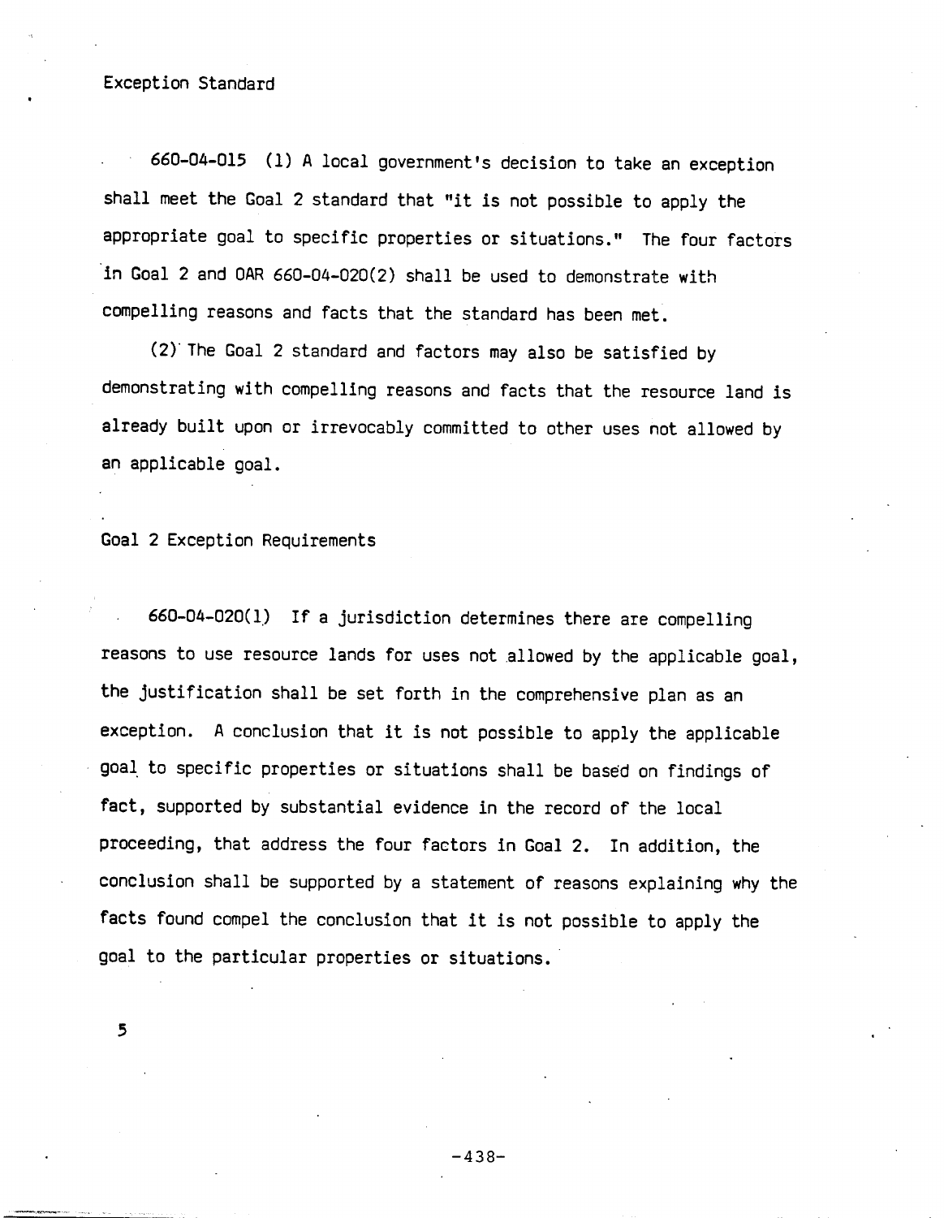Exception Standard

660-04-015 (1) A local government's decision to take an exception shall meet the Goal 2 standard that "it is not possible to apply the appropriate goal to specific properties or situations." The four factors in Goal 2 and OAR 660-04-020(2) shall be used to demonstrate with compelling reasons and facts that the standard has been met.

(2) The Goal 2 standard and factors may also be satisfied by demonstrating with compelling reasons and facts that the resource land is already built upon or irrevocably committed to other uses not allowed by an applicable goal.

Goal 2 Exception Requirements

660-04-020(1) If a jurisdiction determines there are compelling reasons to use resource lands for uses not allowed by the applicable goal, the justification shall be set forth in the comprehensive plan as an exception. A conclusion that it is not possible to apply the applicable goal to specific properties or situations shall be based on findings of fact, supported by substantial evidence in the record of the local proceeding, that address the four factors in Goal 2. In addition, the conclusion shall be supported by a statement of reasons explaining why the facts found compel the conclusion that it is not possible to apply the goal to the particular properties or situations.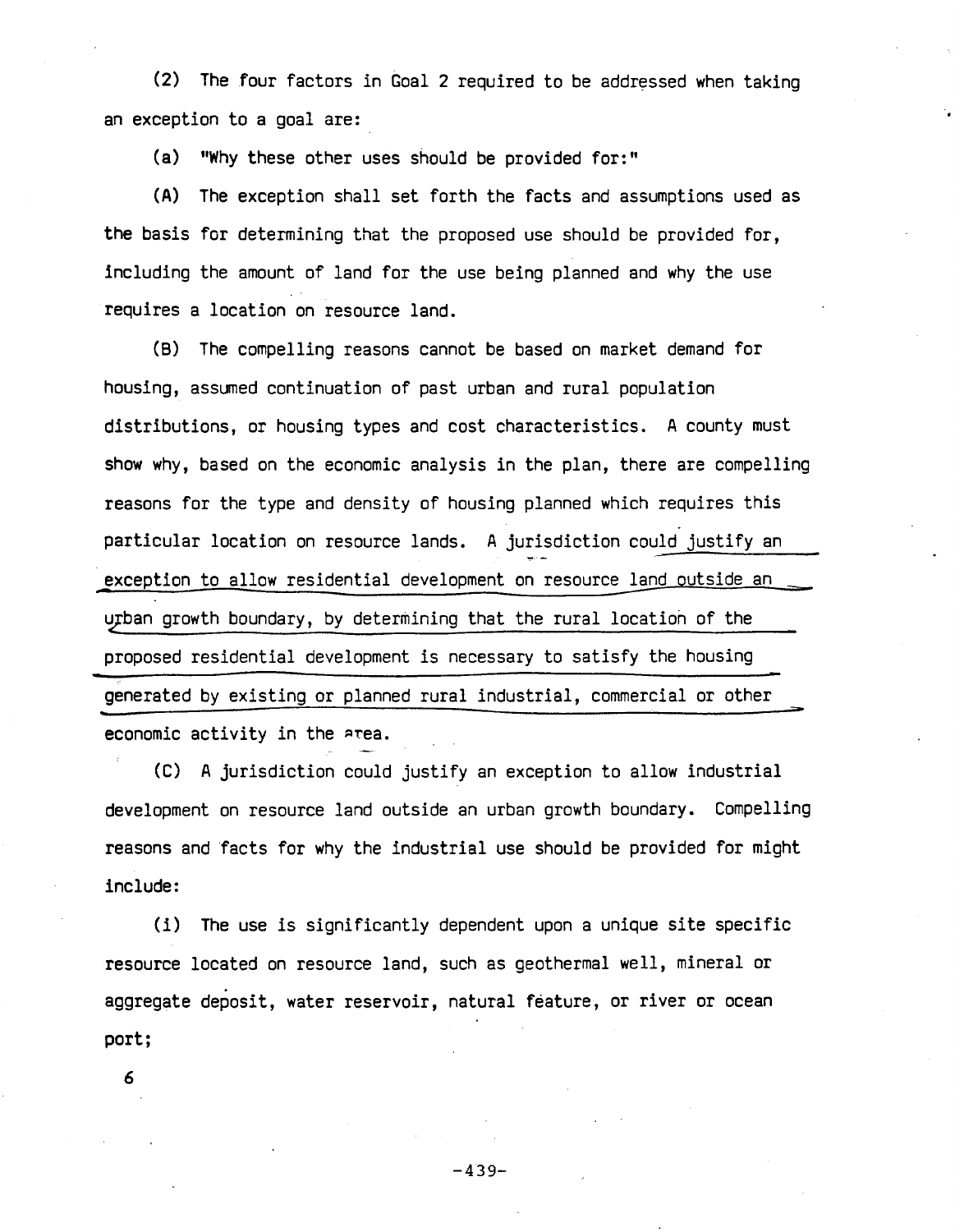(2) The four factors in Goal 2 required to be addressed when taking an exception to a goal are:

(a) "Why these other uses should be provided for:"

(A) The exception shall set forth the facts and assumptions used as the basis for determining that the proposed use should be provided for, including the amount of land for the use being planned and why the use requires a location on resource land.

(B) The compelling reasons cannot be based on market demand for housing, assumed continuation of past urban and rural population distributions, or housing types and cost characteristics. A county must show why, based on the economic analysis in the plan, there are compelling reasons for the type and density of housing planned which requires this particular location on resource lands. A jurisdiction could justify an exception to allow residential development on resource land outside an urban growth boundary, by determining that the rural location of the proposed residential development is necessary to satisfy the housing generated by existing or planned rural industrial, commercial or other economic activity in the area.

(C) A jurisdiction could justify an exception to allow industrial development on resource land outside an urban growth boundary. Compelling reasons and facts for why the industrial use should be provided for might include:

(i) The use is significantly dependent upon a unique site specific resource located on resource land, such as geothermal well, mineral or aggregate deposit, water reservoir, natural feature, or river or ocean port;

6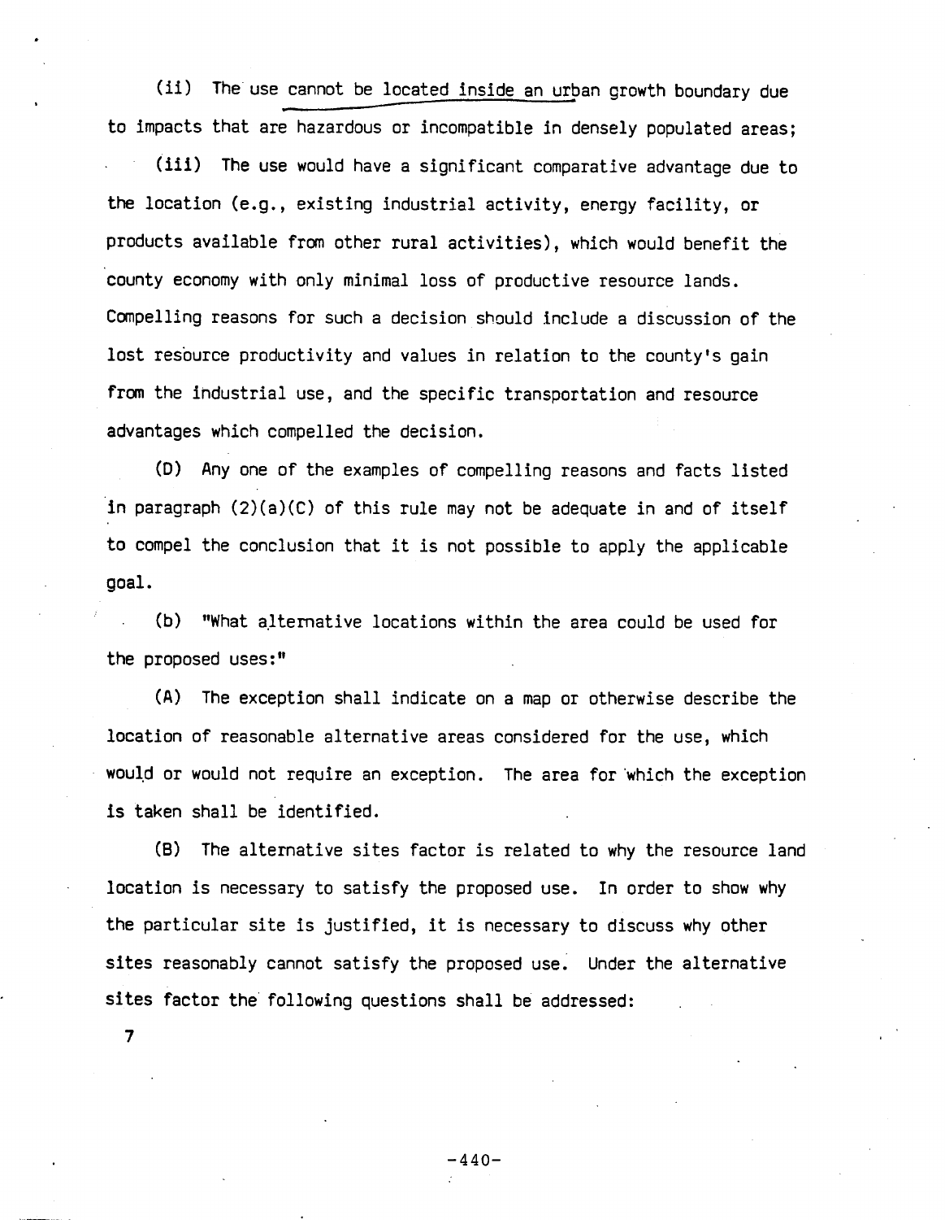(ii) The use cannot be located inside an urban growth boundary due to impacts that are hazardous or incompatible in densely populated areas;

(iii) The use would have a significant comparative advantage due to the location (e.g., existing industrial activity, energy facility, or products available from other rural activities), which would benefit the county economy with only minimal loss of productive resource lands. Compelling reasons for such a decision should include a discussion of the lost resource productivity and values in relation to the county's gain from the industrial use, and the specific transportation and resource advantages which compelled the decision.

(D) Any one of the examples of compelling reasons and facts listed in paragraph (2)(a)(C) of this rule may not be adequate in and of itself to compel the conclusion that it is not possible to apply the applicable goal.

(b) "What alternative locations within the area could be used for the proposed uses:"

(A) The exception shall indicate on a map or otherwise describe the location of reasonable alternative areas considered for the use, which would or would not require an exception. The area for which the exception is taken shall be identified.

(B) The alternative sites factor is related to why the resource land location is necessary to satisfy the proposed use. In order to show why the particular site is justified, it is necessary to discuss why other sites reasonably cannot satisfy the proposed use. Under the alternative sites factor the following questions shall be addressed: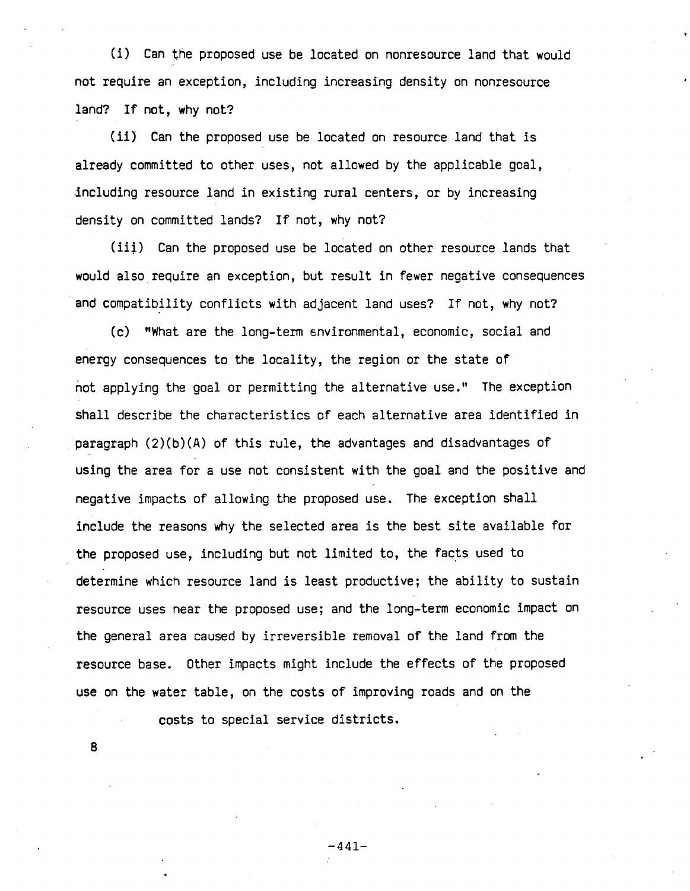(i) Can the proposed use be located on nonresource land that would not require an exception, including increasing density on nonresource land? If not, why not?

(ii) Can the proposed use be located on resource land that is already committed to other uses, not allowed by the applicable goal, including resource land in existing rural centers, or by increasing density on committed lands? If not, why not?

(iii) Can the proposed use be located on other resource lands that would also require an exception, but result in fewer negative consequences and compatibility conflicts with adjacent land uses? If not, why not?

(c) "What are the long-term environmental, economic, social and energy consequences to the locality, the region or the state of not applying the goal or permitting the alternative use." The exception shall describe the characteristics of each alternative area identified in paragraph (2)(b)(A) of this rule, the advantages and disadvantages of using the area for a use not consistent with the goal and the positive and negative impacts of allowing the proposed use. The exception shall include the reasons why the selected area is the best site available for the proposed use, including but not limited to, the facts used to determine which resource land is least productive; the ability to sustain resource uses near the proposed use; and the long-term economic impact on the general area caused by irreversible removal of the land from the resource base. Other impacts might include the effects of the proposed use on the water table, on the costs of improving roads and on the costs to special service districts.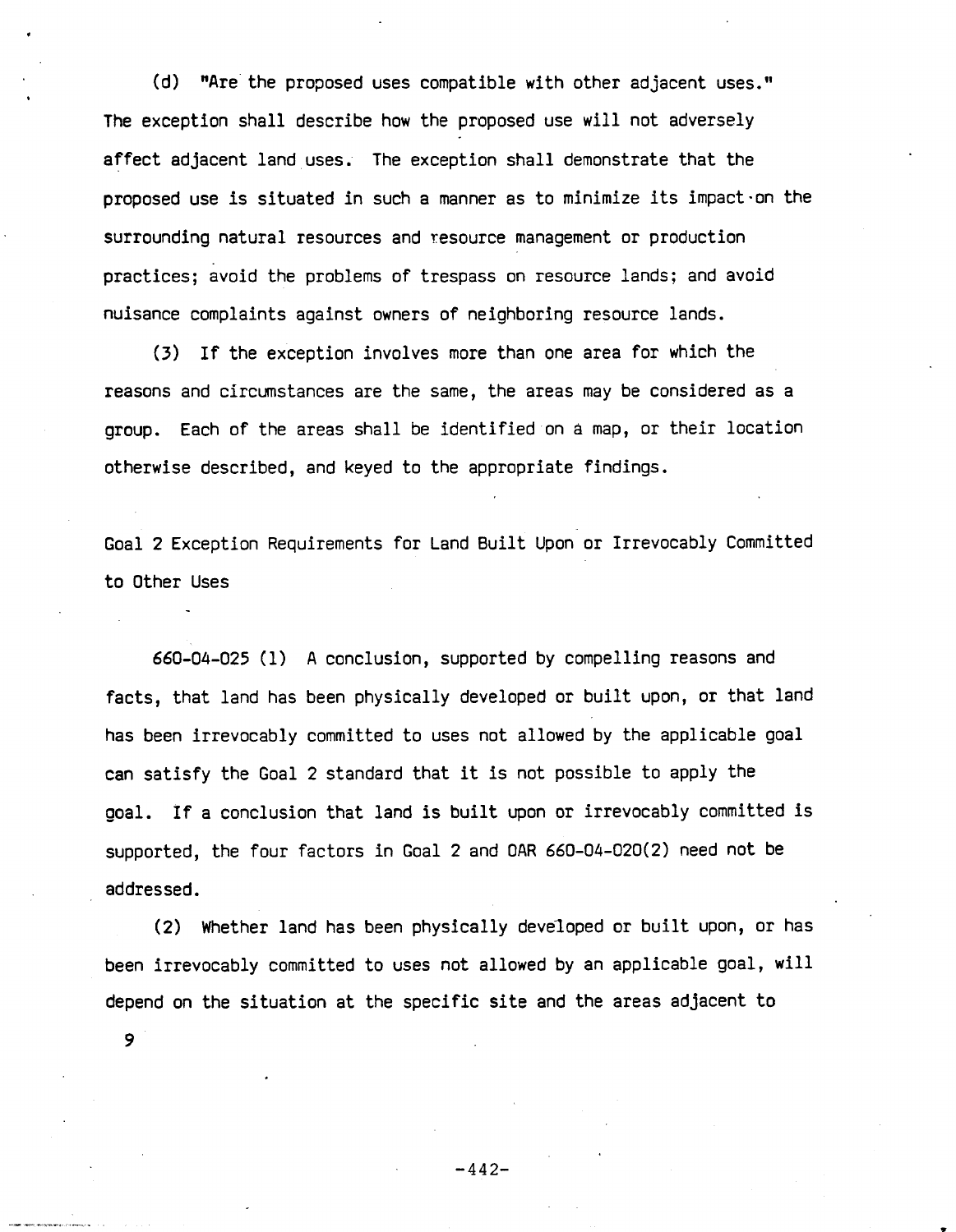(d) "Are the proposed uses compatible with other adjacent uses." The exception shall describe how the proposed use will not adversely affect adjacent land uses. The exception shall demonstrate that the proposed use is situated in such a manner as to minimize its impact on the surrounding natural resources and resource management or production practices; avoid the problems of trespass on resource lands; and avoid nuisance complaints against owners of neighboring resource lands.

(3) If the exception involves more than one area for which the reasons and circumstances are the same, the areas may be considered as a group. Each of the areas shall be identified on a map, or their location otherwise described, and keyed to the appropriate findings.

Goal 2 Exception Requirements for Land Built Upon or Irrevocably Committed to Other Uses

660-04-025 (1) A conclusion, supported by compelling reasons and facts, that land has been physically developed or built upon, or that land has been irrevocably committed to uses not allowed by the applicable goal can satisfy the Goal 2 standard that it is not possible to apply the goal. If a conclusion that land is built upon or irrevocably committed is supported, the four factors in Goal 2 and OAR 660-04-020(2) need not be addressed.

(2) Whether land has been physically developed or built upon, or has been irrevocably committed to uses not allowed by an applicable goal, will depend on the situation at the specific site and the areas adjacent to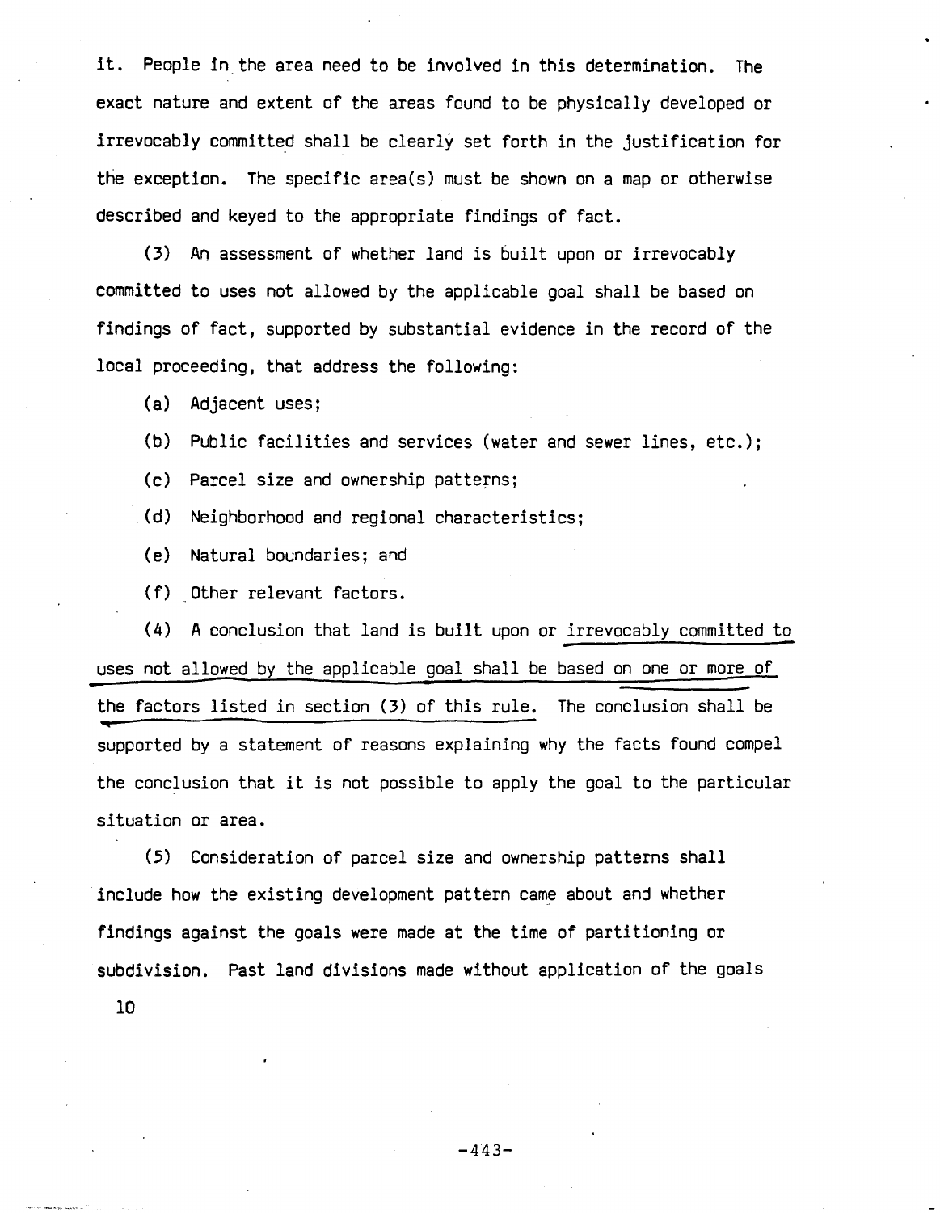it. People in the area need to be involved in this determination. The exact nature and extent of the areas found to be physically developed or irrevocably committed shall be clearly set forth in the justification for the exception. The specific area(s) must be shown on a map or otherwise described and keyed to the appropriate findings of fact.

(3) An assessment of whether land is built upon or irrevocably committed to uses not allowed by the applicable goal shall be based on findings of fact, supported by substantial evidence in the record of the local proceeding, that address the following:

(a) Adjacent uses;

(b) Public facilities and services (water and sewer lines, etc.);

(c) Parcel size and ownership patterns;

(d) Neighborhood and regional characteristics;

(e) Natural boundaries; and

(f) Other relevant factors.

(4) A conclusion that land is built upon or irrevocably committed to uses not allowed by the applicable goal shall be based on one or more of the factors listed in section (3) of this rule. The conclusion shall be supported by a statement of reasons explaining why the facts found compel the conclusion that it is not possible to apply the goal to the particular situation or area.

(5) Consideration of parcel size and ownership patterns shall include how the existing development pattern came about and whether findings against the goals were made at the time of partitioning or subdivision. Past land divisions made without application of the goals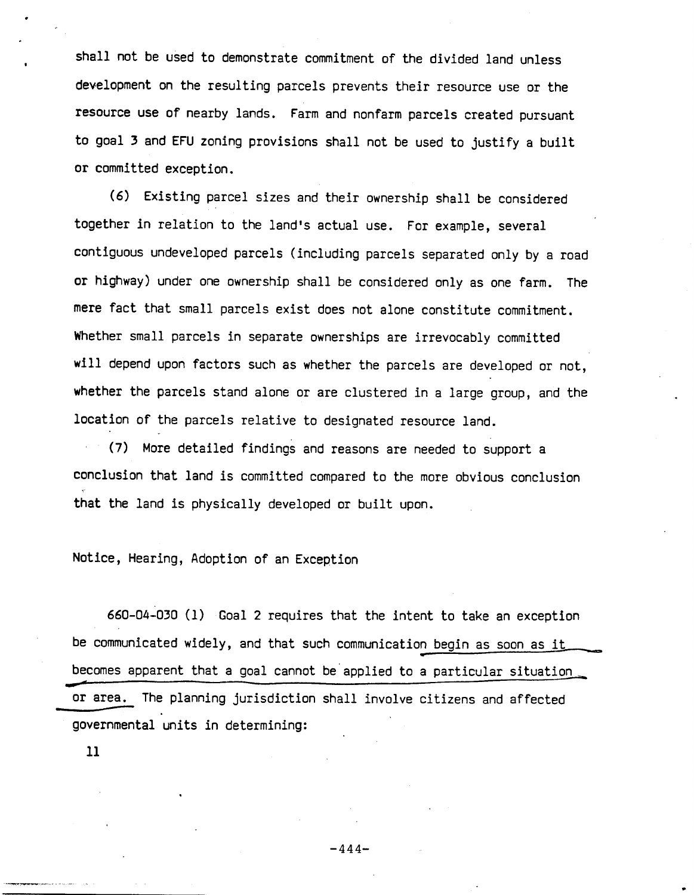shall not be used to demonstrate commitment of the divided land unless development on the resulting parcels prevents their resource use or the resource use of nearby lands. Farm and nonfarm parcels created pursuant to goal 3 and EFU zoning provisions shall not be used to justify a built or committed exception.

(6) Existing parcel sizes and their ownership shall be considered together in relation to the land's actual use. For example, several contiguous undeveloped parcels (including parcels separated only by a road or highway) under one ownership shall be considered only as one farm. The mere fact that small parcels exist does not alone constitute commitment. Whether small parcels in separate ownerships are irrevocably committed will depend upon factors such as whether the parcels are developed or not, whether the parcels stand alone or are clustered in a large group, and the location of the parcels relative to designated resource land.

(7) More detailed findings and reasons are needed to support a conclusion that land is committed compared to the more obvious conclusion that the land is physically developed or built upon.

Notice, Hearing, Adoption of an Exception

660-04-030 (1) Goal 2 requires that the intent to take an exception be communicated widely, and that such communication begin as soon as it becomes apparent that a goal cannot be applied to a particular situation or area. The planning jurisdiction shall involve citizens and affected governmental units in determining:

11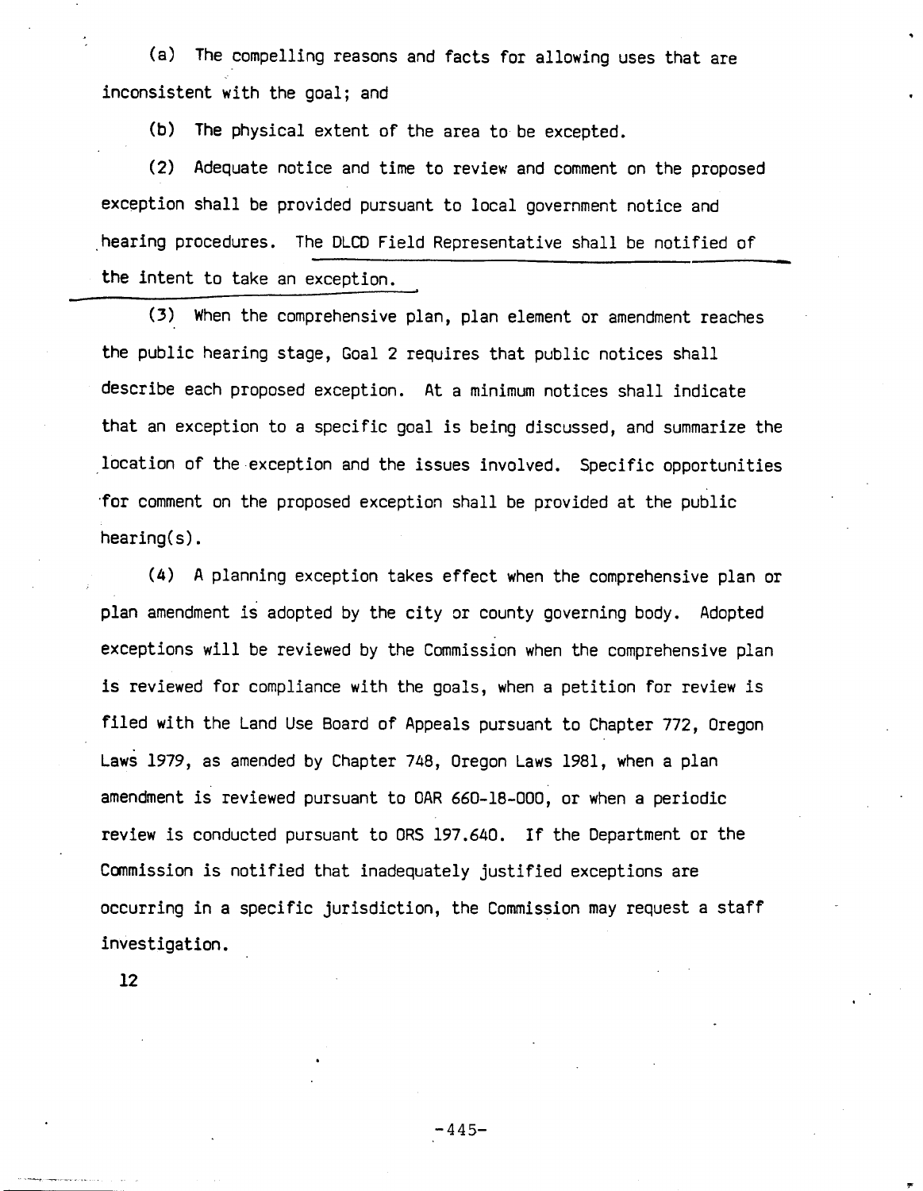(a) The compelling reasons and facts for allowing uses that are inconsistent with the goal; and

(b) The physical extent of the area to be excepted.

(2) Adequate notice and time to review and comment on the proposed exception shall be provided pursuant to local government notice and hearing procedures. The DLCD Field Representative shall be notified of the intent to take an exception.

(3) When the comprehensive plan, plan element or amendment reaches the public hearing stage, Goal 2 requires that public notices shall describe each proposed exception. At a minimum notices shall indicate that an exception to a specific goal is being discussed, and summarize the location of the exception and the issues involved. Specific opportunities for comment on the proposed exception shall be provided at the public hearing(s).

(4) A planning exception takes effect when the comprehensive plan or plan amendment is adopted by the city or county governing body. Adopted exceptions will be reviewed by the Commission when the comprehensive plan is reviewed for compliance with the goals, when a petition for review is filed with the Land Use Board of Appeals pursuant to Chapter 772, Oregon Laws 1979, as amended by Chapter 748, Oregon Laws 1981, when a plan amendment is reviewed pursuant to OAR 660-18-000, or when a periodic review is conducted pursuant to ORS 197.640. If the Department or the Commission is notified that inadequately justified exceptions are occurring in a specific jurisdiction, the Commission may request a staff investigation.

12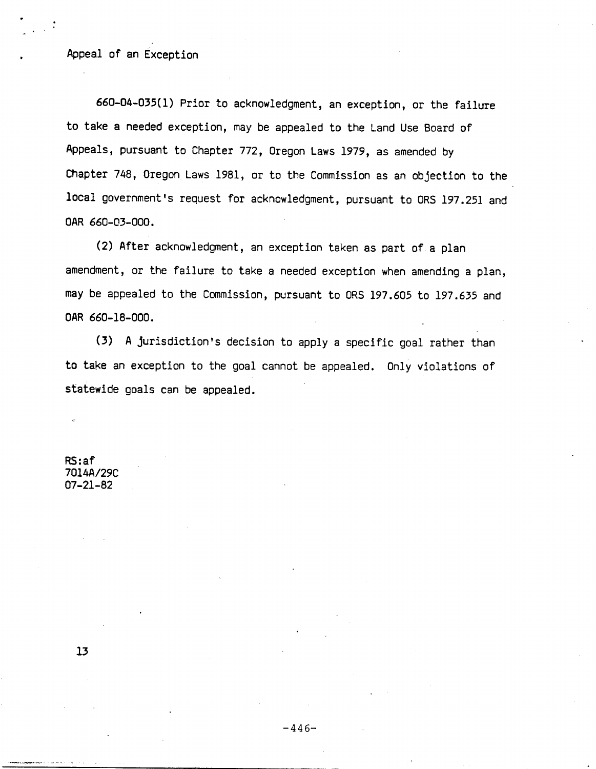Appeal of an Exception

660-04-035(1) Prior to acknowledgment, an exception, or the failure to take a needed exception, may be appealed to the Land Use Board of Appeals, pursuant to Chapter 772, Oregon Laws 1979, as amended by Chapter 748, Oregon Laws 1981, or to the Commission as an objection to the local government's request for acknowledgment, pursuant to ORS 197.251 and OAR 660-03-000.

(2) After acknowledgment, an exception taken as part of a plan amendment, or the failure to take a needed exception when amending a plan, may be appealed to the Commission, pursuant to ORS 197.605 to 197.635 and OAR 660-18-000.

(3) A jurisdiction's decision to apply a specific goal rather than to take an exception to the goal cannot be appealed. Only violations of statewide goals can be appealed.

RS:af
7014A/29C
07-21-82

13